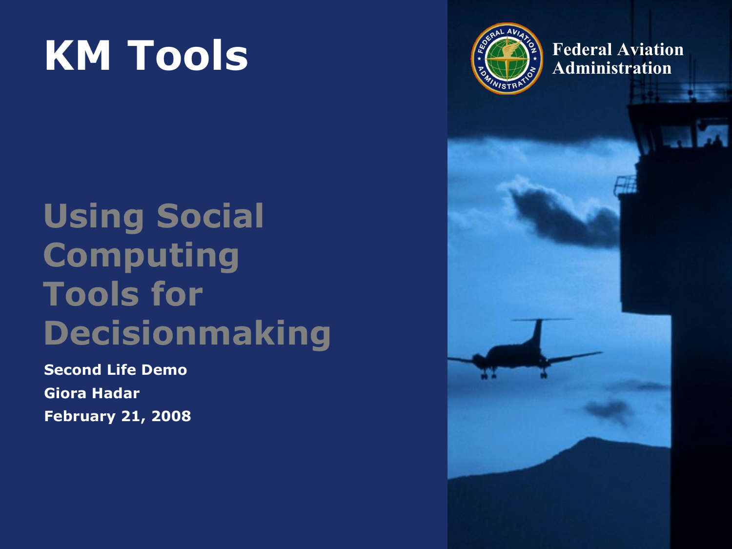# KM Tools

Federal Aviation Administration

## Using Social Computing Tools for Decisionmaking

**Second Life Demo**

**Giora Hadar**

**February 21, 2008**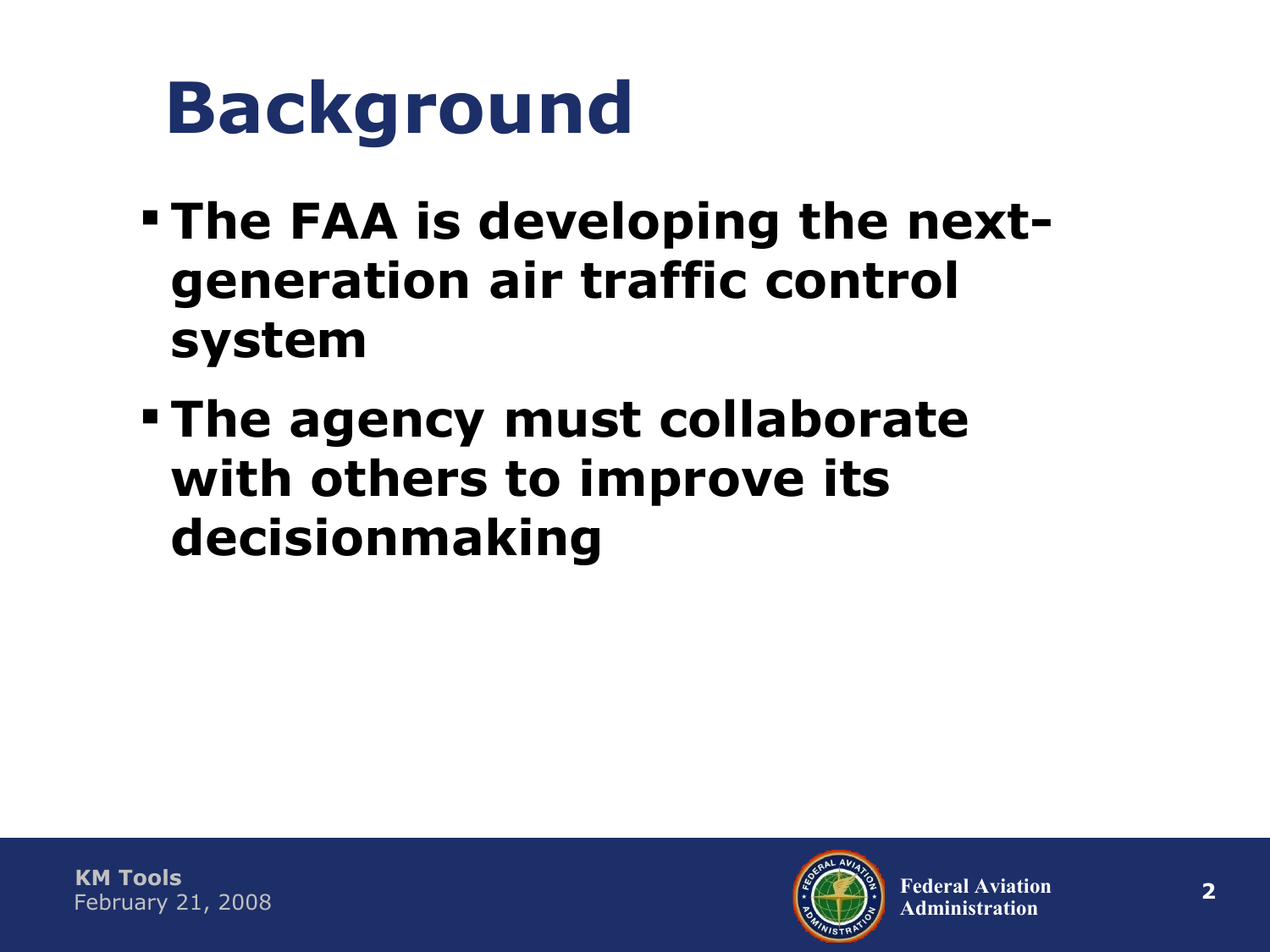# Background

- **The FAA is developing the next-generation air traffic control system**
- **The agency must collaborate with others to improve its decisionmaking**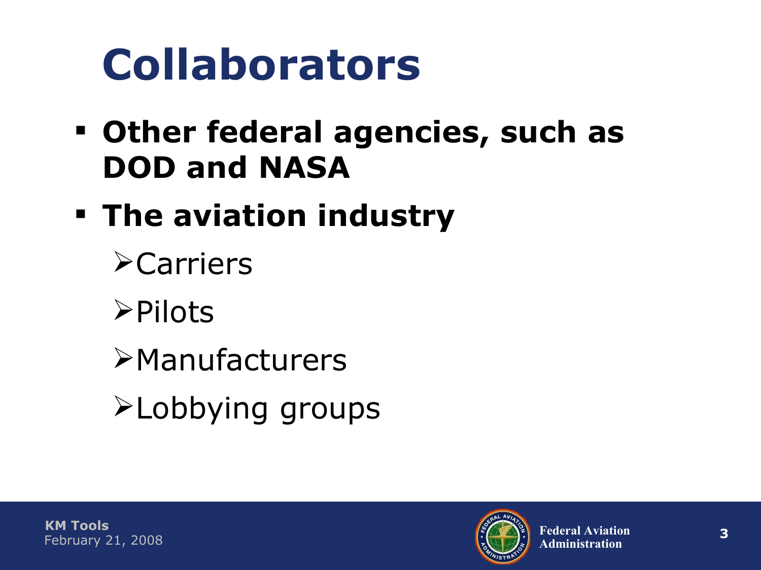# Collaborators

- **Other federal agencies, such as DOD and NASA**
- **The aviation industry**
  - Carriers
  - Pilots
  - Manufacturers
  - Lobbying groups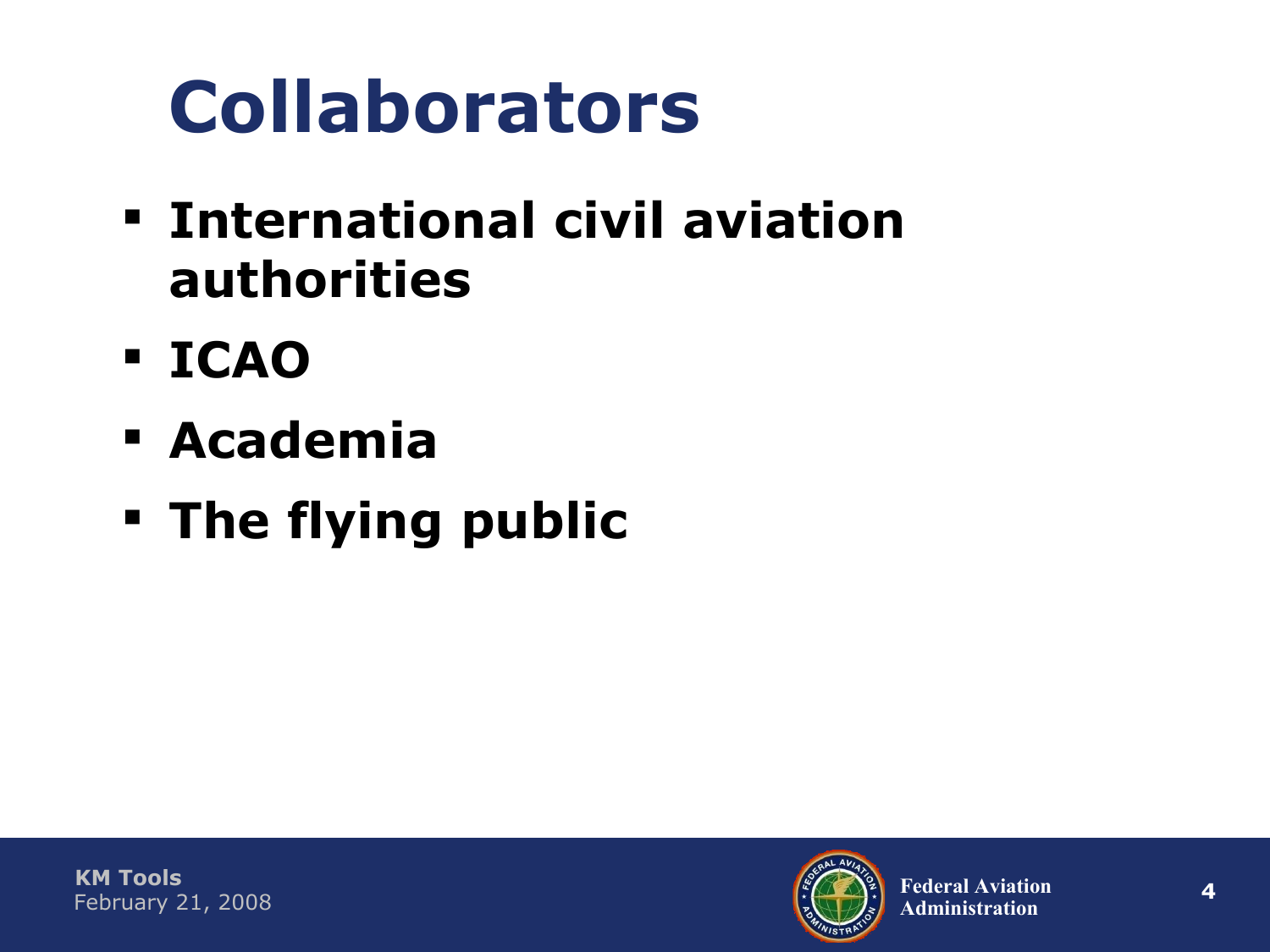# Collaborators

- International civil aviation authorities
- ICAO
- Academia
- The flying public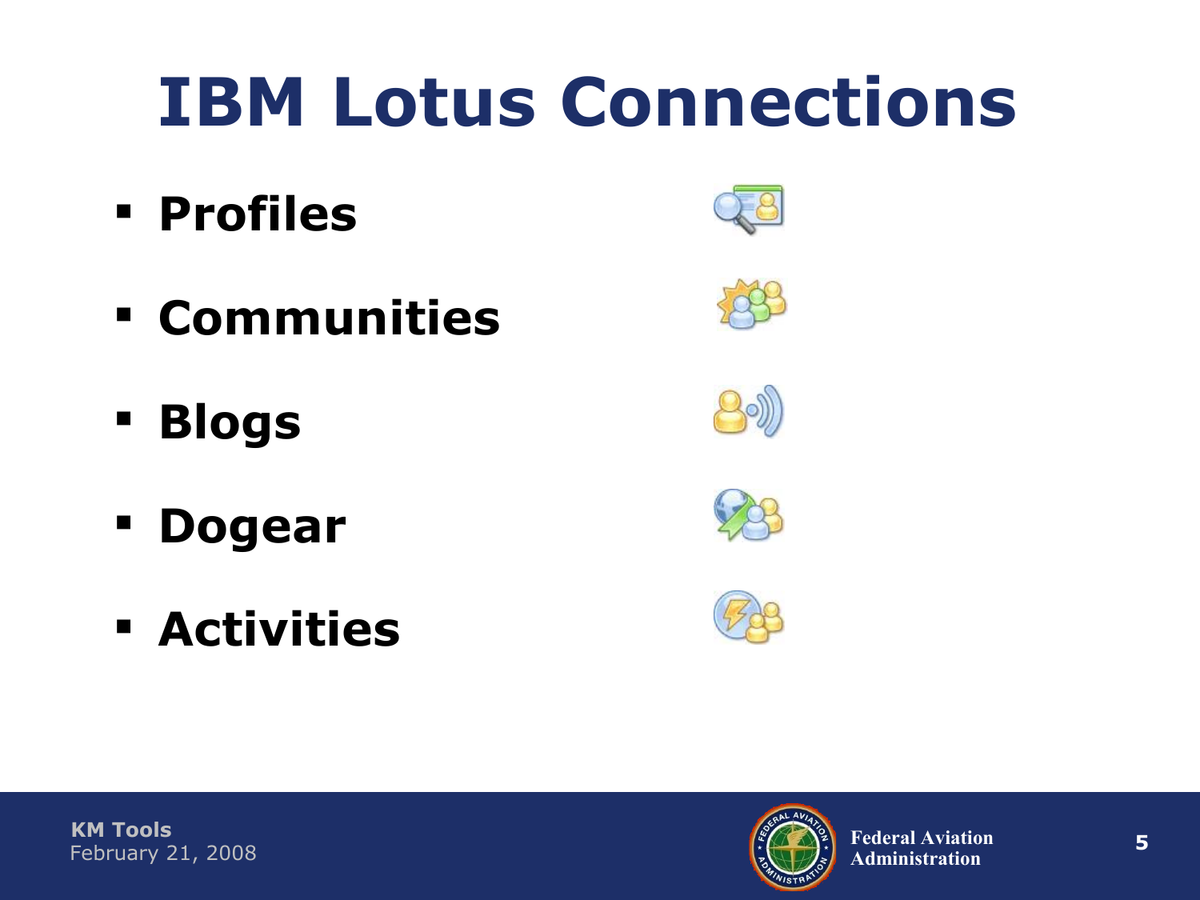# IBM Lotus Connections

- **Profiles**
- **Communities**
- **Blogs**
- **Dogear**
- **Activities**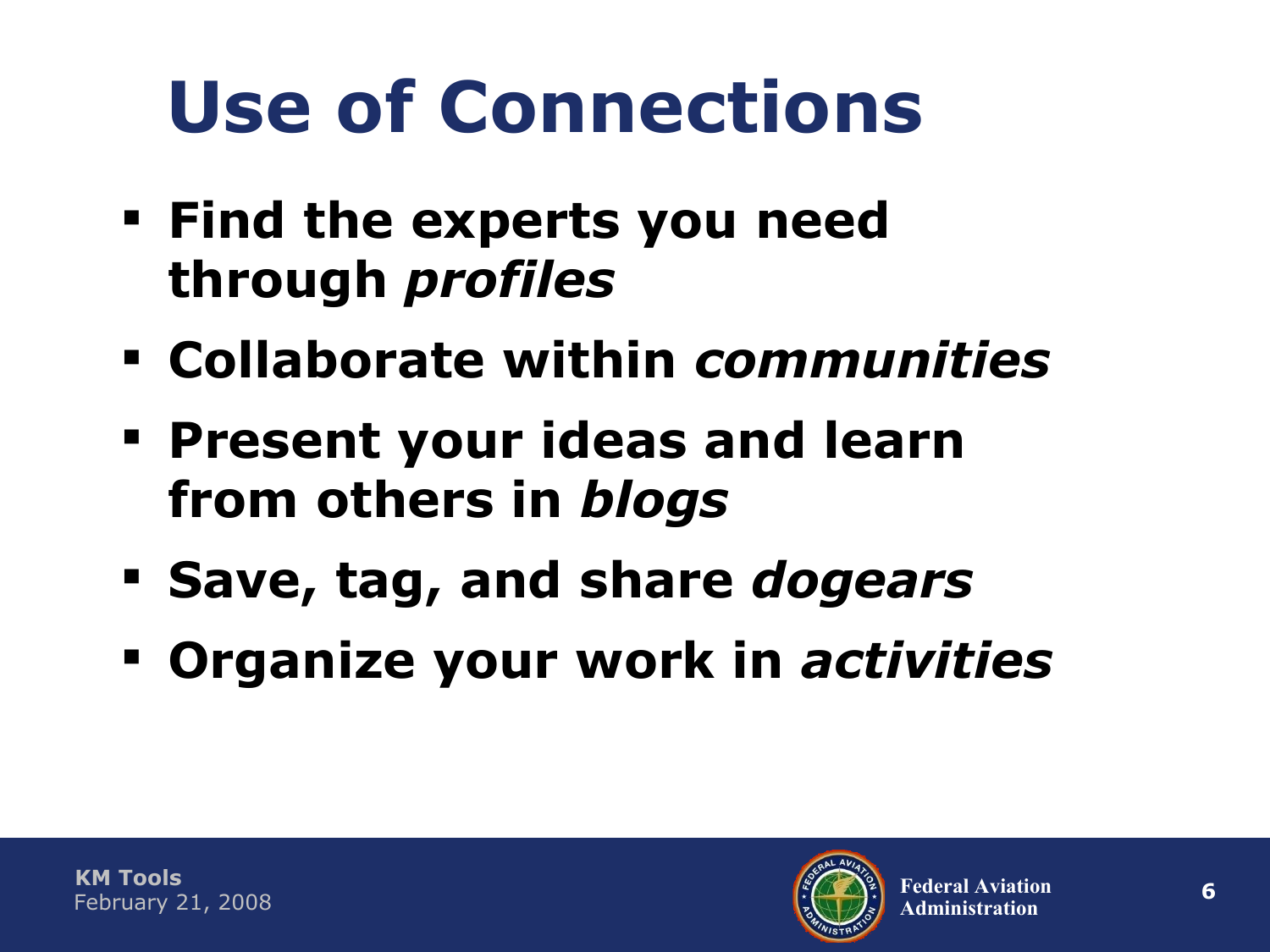# Use of Connections

- **Find the experts you need through *profiles***
- **Collaborate within *communities***
- **Present your ideas and learn from others in *blogs***
- **Save, tag, and share *dogears***
- **Organize your work in *activities***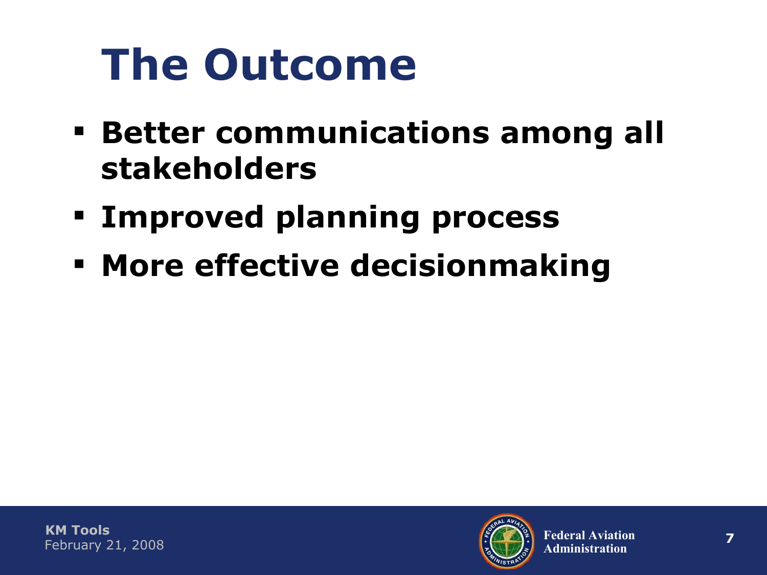# The Outcome

- **Better communications among all stakeholders**
- **Improved planning process**
- **More effective decisionmaking**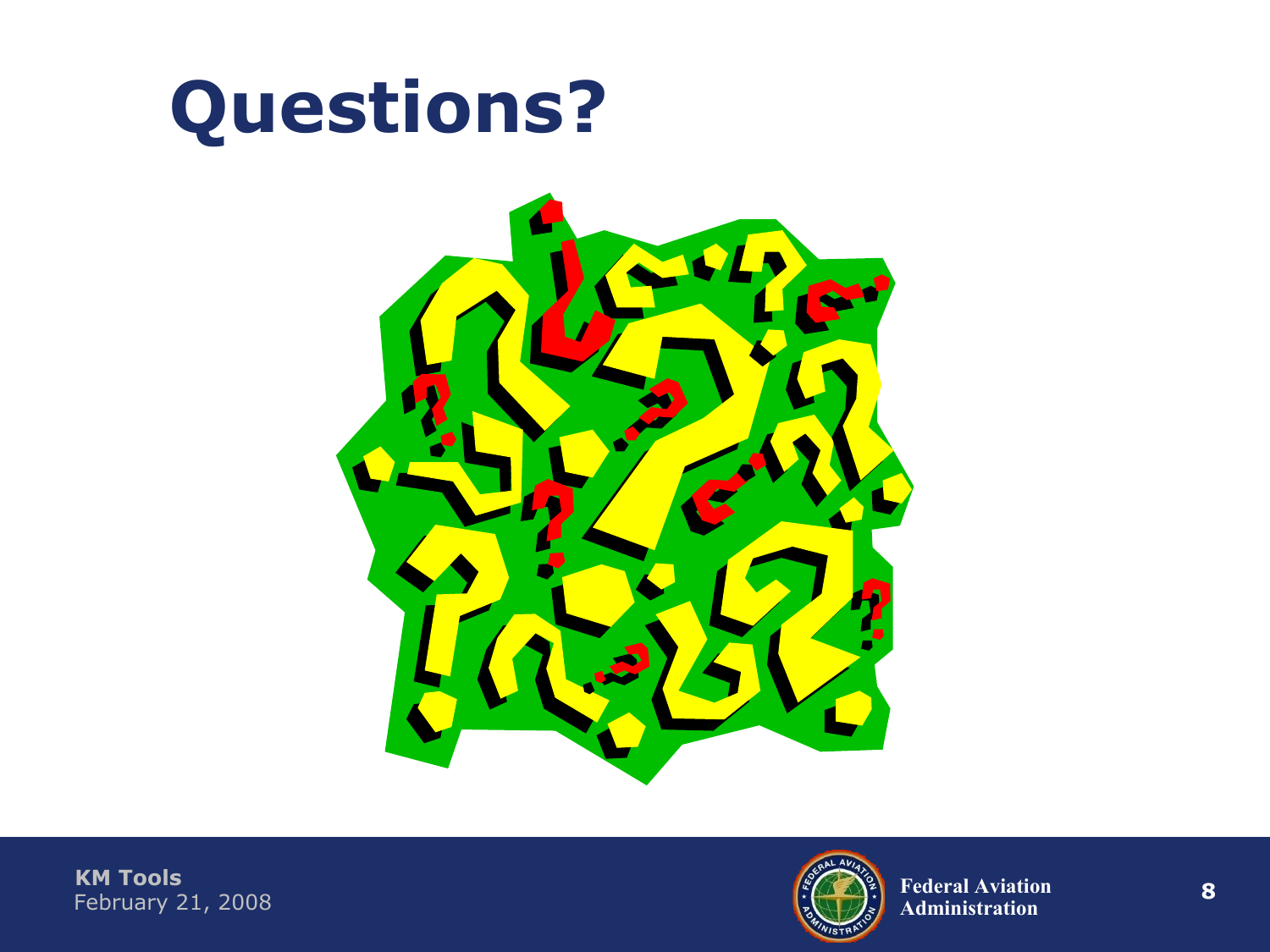# Questions?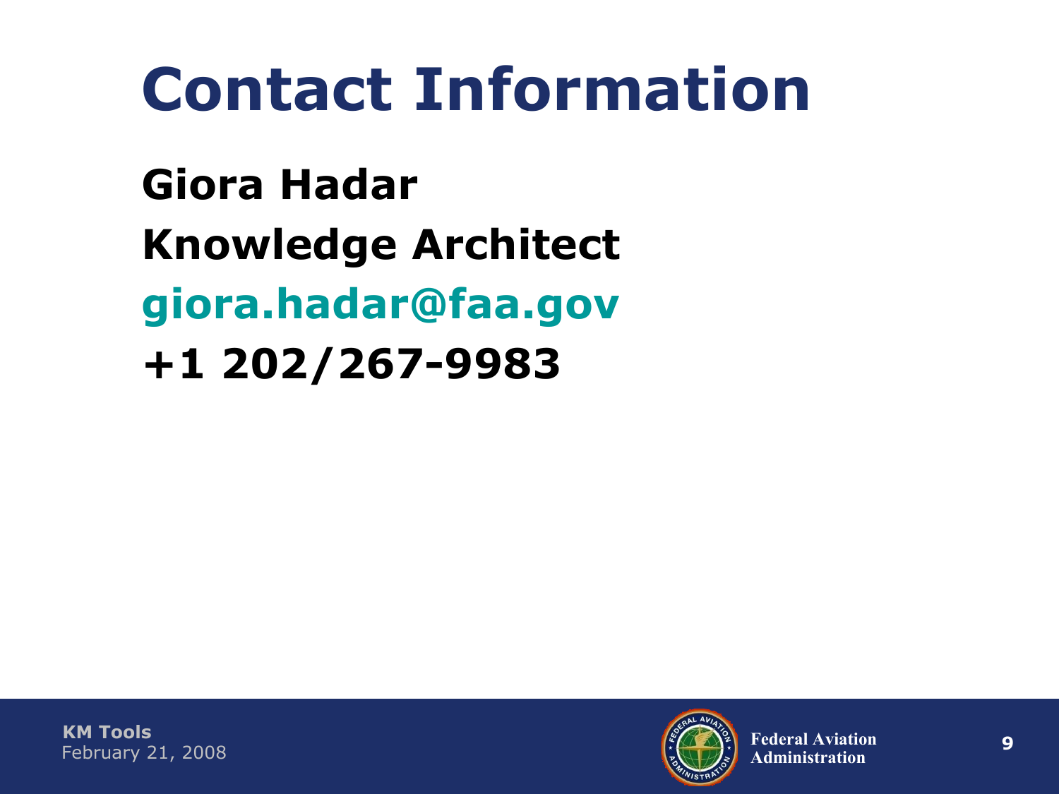# Contact Information

**Giora Hadar**

**Knowledge Architect**

**giora.hadar@faa.gov**

**+1 202/267-9983**